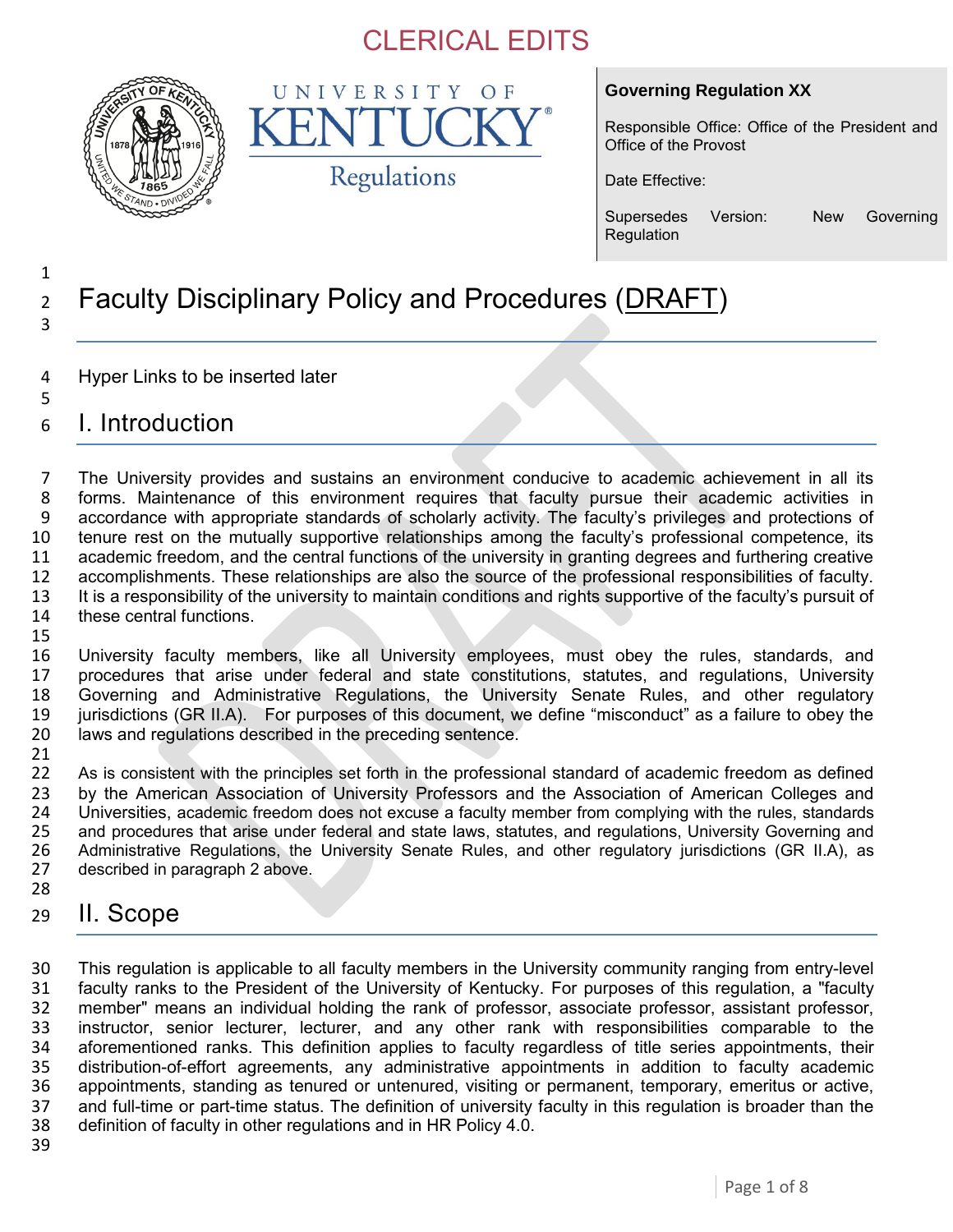CLERICAL EDITS

UNIVERSITY OF KENTUCKY Regulations

**Governing Regulation XX**

Responsible Office: Office of the President and Office of the Provost

Date Effective:

Supersedes Version: New Governing Regulation

# Faculty Disciplinary Policy and Procedures (DRAFT)

Hyper Links to be inserted later

## I. Introduction

The University provides and sustains an environment conducive to academic achievement in all its forms. Maintenance of this environment requires that faculty pursue their academic activities in accordance with appropriate standards of scholarly activity. The faculty's privileges and protections of tenure rest on the mutually supportive relationships among the faculty's professional competence, its academic freedom, and the central functions of the university in granting degrees and furthering creative accomplishments. These relationships are also the source of the professional responsibilities of faculty. It is a responsibility of the university to maintain conditions and rights supportive of the faculty's pursuit of these central functions.

University faculty members, like all University employees, must obey the rules, standards, and procedures that arise under federal and state constitutions, statutes, and regulations, University Governing and Administrative Regulations, the University Senate Rules, and other regulatory jurisdictions (GR II.A). For purposes of this document, we define "misconduct" as a failure to obey the laws and regulations described in the preceding sentence.

As is consistent with the principles set forth in the professional standard of academic freedom as defined by the American Association of University Professors and the Association of American Colleges and Universities, academic freedom does not excuse a faculty member from complying with the rules, standards and procedures that arise under federal and state laws, statutes, and regulations, University Governing and Administrative Regulations, the University Senate Rules, and other regulatory jurisdictions (GR II.A), as described in paragraph 2 above.

## II. Scope

This regulation is applicable to all faculty members in the University community ranging from entry-level faculty ranks to the President of the University of Kentucky. For purposes of this regulation, a "faculty member" means an individual holding the rank of professor, associate professor, assistant professor, instructor, senior lecturer, lecturer, and any other rank with responsibilities comparable to the aforementioned ranks. This definition applies to faculty regardless of title series appointments, their distribution-of-effort agreements, any administrative appointments in addition to faculty academic appointments, standing as tenured or untenured, visiting or permanent, temporary, emeritus or active, and full-time or part-time status. The definition of university faculty in this regulation is broader than the definition of faculty in other regulations and in HR Policy 4.0.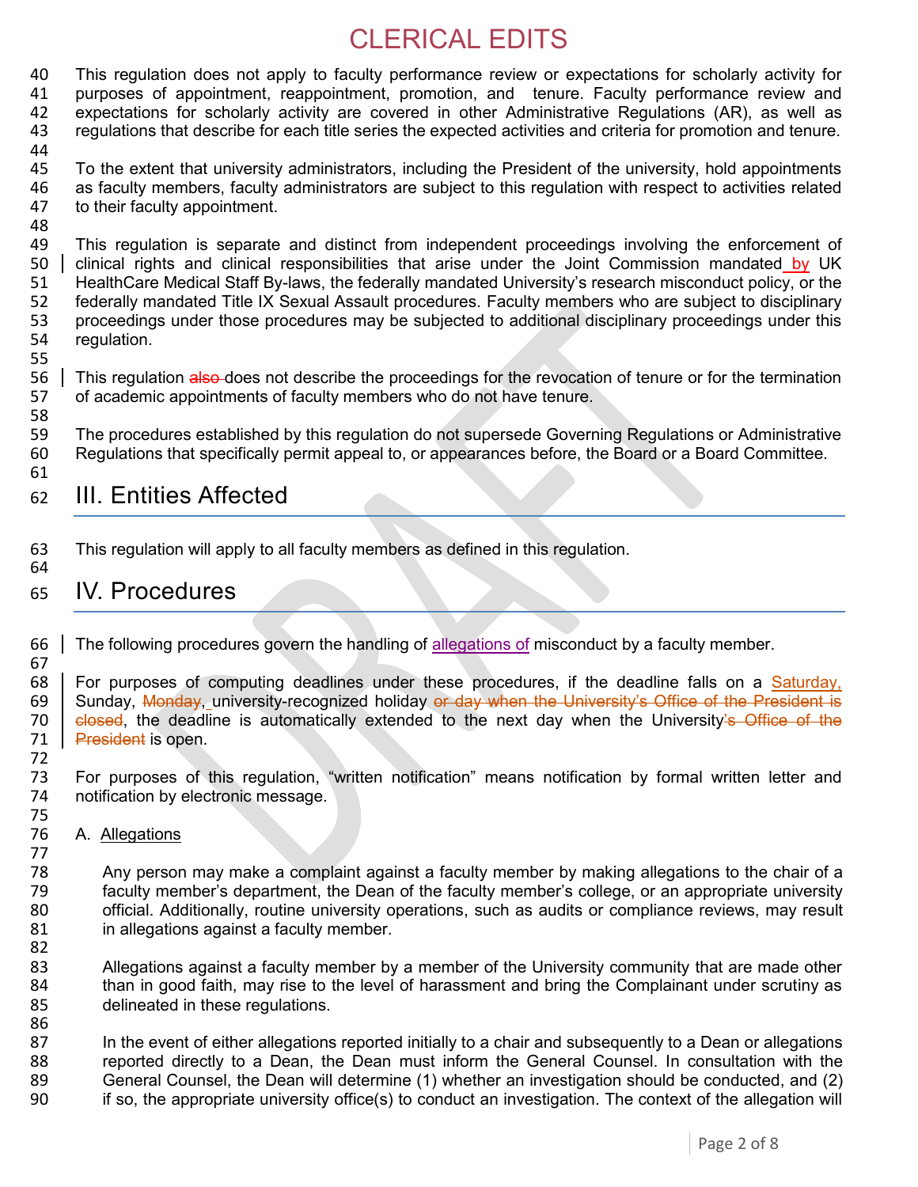This regulation does not apply to faculty performance review or expectations for scholarly activity for purposes of appointment, reappointment, promotion, and tenure. Faculty performance review and expectations for scholarly activity are covered in other Administrative Regulations (AR), as well as regulations that describe for each title series the expected activities and criteria for promotion and tenure.

To the extent that university administrators, including the President of the university, hold appointments as faculty members, faculty administrators are subject to this regulation with respect to activities related to their faculty appointment.

This regulation is separate and distinct from independent proceedings involving the enforcement of clinical rights and clinical responsibilities that arise under the Joint Commission mandated by UK HealthCare Medical Staff By-laws, the federally mandated University's research misconduct policy, or the federally mandated Title IX Sexual Assault procedures. Faculty members who are subject to disciplinary proceedings under those procedures may be subjected to additional disciplinary proceedings under this regulation.

This regulation ~~also~~ does not describe the proceedings for the revocation of tenure or for the termination of academic appointments of faculty members who do not have tenure.

The procedures established by this regulation do not supersede Governing Regulations or Administrative Regulations that specifically permit appeal to, or appearances before, the Board or a Board Committee.

## III. Entities Affected

This regulation will apply to all faculty members as defined in this regulation.

## IV. Procedures

The following procedures govern the handling of allegations of misconduct by a faculty member.

For purposes of computing deadlines under these procedures, if the deadline falls on a Saturday, Sunday, ~~Monday~~, university-recognized holiday ~~or day when the University's Office of the President is closed~~, the deadline is automatically extended to the next day when the University~~'s Office of the President~~ is open.

For purposes of this regulation, "written notification" means notification by formal written letter and notification by electronic message.

A. Allegations

Any person may make a complaint against a faculty member by making allegations to the chair of a faculty member's department, the Dean of the faculty member's college, or an appropriate university official. Additionally, routine university operations, such as audits or compliance reviews, may result in allegations against a faculty member.

Allegations against a faculty member by a member of the University community that are made other than in good faith, may rise to the level of harassment and bring the Complainant under scrutiny as delineated in these regulations.

In the event of either allegations reported initially to a chair and subsequently to a Dean or allegations reported directly to a Dean, the Dean must inform the General Counsel. In consultation with the General Counsel, the Dean will determine (1) whether an investigation should be conducted, and (2) if so, the appropriate university office(s) to conduct an investigation. The context of the allegation will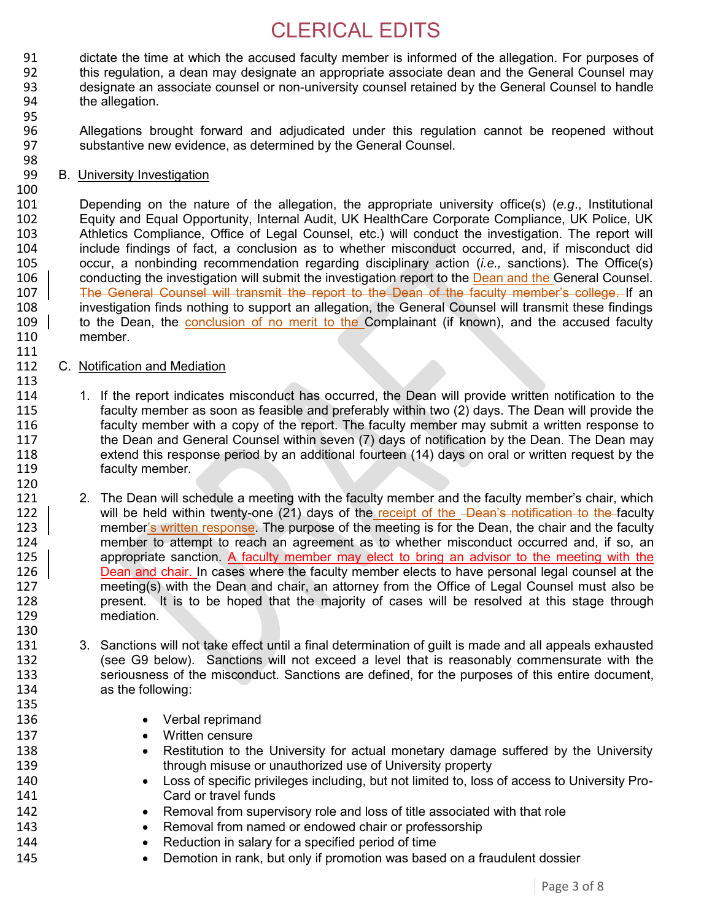dictate the time at which the accused faculty member is informed of the allegation. For purposes of this regulation, a dean may designate an appropriate associate dean and the General Counsel may designate an associate counsel or non-university counsel retained by the General Counsel to handle the allegation.

Allegations brought forward and adjudicated under this regulation cannot be reopened without substantive new evidence, as determined by the General Counsel.

B. University Investigation

Depending on the nature of the allegation, the appropriate university office(s) (*e.g*., Institutional Equity and Equal Opportunity, Internal Audit, UK HealthCare Corporate Compliance, UK Police, UK Athletics Compliance, Office of Legal Counsel, etc.) will conduct the investigation. The report will include findings of fact, a conclusion as to whether misconduct occurred, and, if misconduct did occur, a nonbinding recommendation regarding disciplinary action (*i.e.,* sanctions). The Office(s) conducting the investigation will submit the investigation report to the Dean and the General Counsel. ~~The General Counsel will transmit the report to the Dean of the faculty member's college.~~ If an investigation finds nothing to support an allegation, the General Counsel will transmit these findings to the Dean, the conclusion of no merit to the Complainant (if known), and the accused faculty member.

C. Notification and Mediation

1. If the report indicates misconduct has occurred, the Dean will provide written notification to the faculty member as soon as feasible and preferably within two (2) days. The Dean will provide the faculty member with a copy of the report. The faculty member may submit a written response to the Dean and General Counsel within seven (7) days of notification by the Dean. The Dean may extend this response period by an additional fourteen (14) days on oral or written request by the faculty member.

2. The Dean will schedule a meeting with the faculty member and the faculty member's chair, which will be held within twenty-one (21) days of the receipt of the ~~Dean's notification to the~~ faculty member's written response. The purpose of the meeting is for the Dean, the chair and the faculty member to attempt to reach an agreement as to whether misconduct occurred and, if so, an appropriate sanction. A faculty member may elect to bring an advisor to the meeting with the Dean and chair. In cases where the faculty member elects to have personal legal counsel at the meeting(s) with the Dean and chair, an attorney from the Office of Legal Counsel must also be present. It is to be hoped that the majority of cases will be resolved at this stage through mediation.

3. Sanctions will not take effect until a final determination of guilt is made and all appeals exhausted (see G9 below). Sanctions will not exceed a level that is reasonably commensurate with the seriousness of the misconduct. Sanctions are defined, for the purposes of this entire document, as the following:

   - Verbal reprimand
   - Written censure
   - Restitution to the University for actual monetary damage suffered by the University through misuse or unauthorized use of University property
   - Loss of specific privileges including, but not limited to, loss of access to University Pro-Card or travel funds
   - Removal from supervisory role and loss of title associated with that role
   - Removal from named or endowed chair or professorship
   - Reduction in salary for a specified period of time
   - Demotion in rank, but only if promotion was based on a fraudulent dossier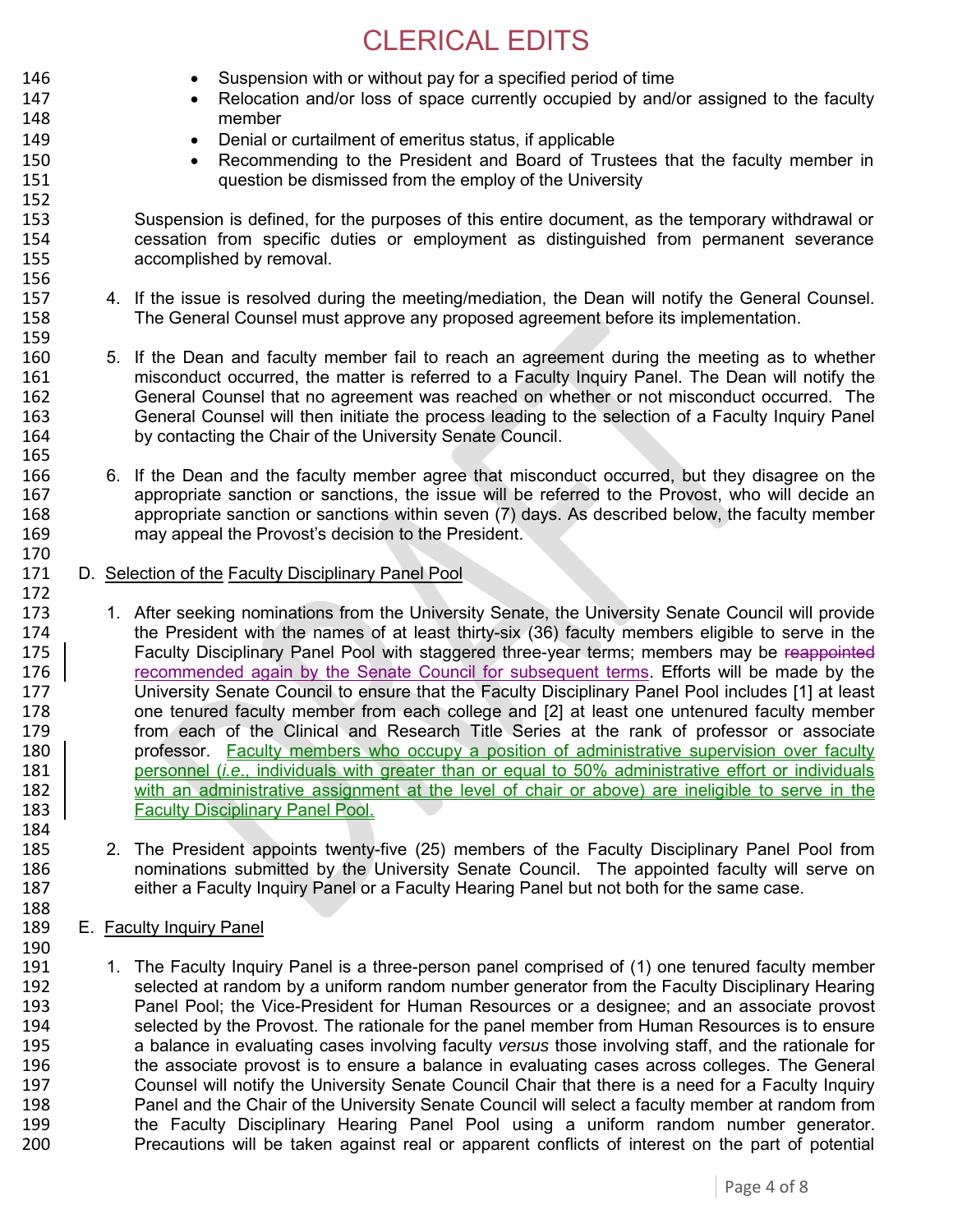- Suspension with or without pay for a specified period of time
- Relocation and/or loss of space currently occupied by and/or assigned to the faculty member
- Denial or curtailment of emeritus status, if applicable
- Recommending to the President and Board of Trustees that the faculty member in question be dismissed from the employ of the University

Suspension is defined, for the purposes of this entire document, as the temporary withdrawal or cessation from specific duties or employment as distinguished from permanent severance accomplished by removal.

4. If the issue is resolved during the meeting/mediation, the Dean will notify the General Counsel. The General Counsel must approve any proposed agreement before its implementation.

5. If the Dean and faculty member fail to reach an agreement during the meeting as to whether misconduct occurred, the matter is referred to a Faculty Inquiry Panel. The Dean will notify the General Counsel that no agreement was reached on whether or not misconduct occurred. The General Counsel will then initiate the process leading to the selection of a Faculty Inquiry Panel by contacting the Chair of the University Senate Council.

6. If the Dean and the faculty member agree that misconduct occurred, but they disagree on the appropriate sanction or sanctions, the issue will be referred to the Provost, who will decide an appropriate sanction or sanctions within seven (7) days. As described below, the faculty member may appeal the Provost's decision to the President.

D. Selection of the Faculty Disciplinary Panel Pool

1. After seeking nominations from the University Senate, the University Senate Council will provide the President with the names of at least thirty-six (36) faculty members eligible to serve in the Faculty Disciplinary Panel Pool with staggered three-year terms; members may be ~~reappointed~~ recommended again by the Senate Council for subsequent terms. Efforts will be made by the University Senate Council to ensure that the Faculty Disciplinary Panel Pool includes [1] at least one tenured faculty member from each college and [2] at least one untenured faculty member from each of the Clinical and Research Title Series at the rank of professor or associate professor. Faculty members who occupy a position of administrative supervision over faculty personnel (*i.e.*, individuals with greater than or equal to 50% administrative effort or individuals with an administrative assignment at the level of chair or above) are ineligible to serve in the Faculty Disciplinary Panel Pool.

2. The President appoints twenty-five (25) members of the Faculty Disciplinary Panel Pool from nominations submitted by the University Senate Council. The appointed faculty will serve on either a Faculty Inquiry Panel or a Faculty Hearing Panel but not both for the same case.

E. Faculty Inquiry Panel

1. The Faculty Inquiry Panel is a three-person panel comprised of (1) one tenured faculty member selected at random by a uniform random number generator from the Faculty Disciplinary Hearing Panel Pool; the Vice-President for Human Resources or a designee; and an associate provost selected by the Provost. The rationale for the panel member from Human Resources is to ensure a balance in evaluating cases involving faculty *versus* those involving staff, and the rationale for the associate provost is to ensure a balance in evaluating cases across colleges. The General Counsel will notify the University Senate Council Chair that there is a need for a Faculty Inquiry Panel and the Chair of the University Senate Council will select a faculty member at random from the Faculty Disciplinary Hearing Panel Pool using a uniform random number generator. Precautions will be taken against real or apparent conflicts of interest on the part of potential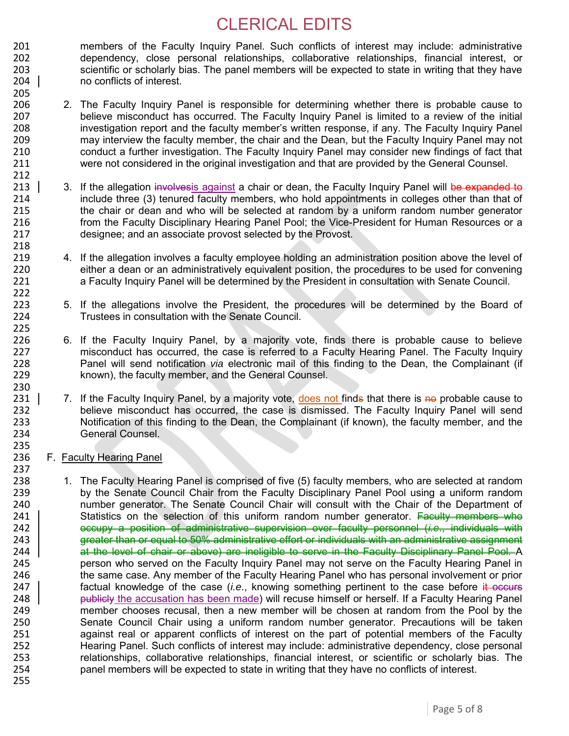# CLERICAL EDITS

members of the Faculty Inquiry Panel. Such conflicts of interest may include: administrative dependency, close personal relationships, collaborative relationships, financial interest, or scientific or scholarly bias. The panel members will be expected to state in writing that they have no conflicts of interest.

2. The Faculty Inquiry Panel is responsible for determining whether there is probable cause to believe misconduct has occurred. The Faculty Inquiry Panel is limited to a review of the initial investigation report and the faculty member's written response, if any. The Faculty Inquiry Panel may interview the faculty member, the chair and the Dean, but the Faculty Inquiry Panel may not conduct a further investigation. The Faculty Inquiry Panel may consider new findings of fact that were not considered in the original investigation and that are provided by the General Counsel.

3. If the allegation ~~involves~~is against a chair or dean, the Faculty Inquiry Panel will ~~be expanded to~~ include three (3) tenured faculty members, who hold appointments in colleges other than that of the chair or dean and who will be selected at random by a uniform random number generator from the Faculty Disciplinary Hearing Panel Pool; the Vice-President for Human Resources or a designee; and an associate provost selected by the Provost.

4. If the allegation involves a faculty employee holding an administration position above the level of either a dean or an administratively equivalent position, the procedures to be used for convening a Faculty Inquiry Panel will be determined by the President in consultation with Senate Council.

5. If the allegations involve the President, the procedures will be determined by the Board of Trustees in consultation with the Senate Council.

6. If the Faculty Inquiry Panel, by a majority vote, finds there is probable cause to believe misconduct has occurred, the case is referred to a Faculty Hearing Panel. The Faculty Inquiry Panel will send notification *via* electronic mail of this finding to the Dean, the Complainant (if known), the faculty member, and the General Counsel.

7. If the Faculty Inquiry Panel, by a majority vote, does not find~~s~~ that there is ~~no~~ probable cause to believe misconduct has occurred, the case is dismissed. The Faculty Inquiry Panel will send Notification of this finding to the Dean, the Complainant (if known), the faculty member, and the General Counsel.

F. Faculty Hearing Panel

1. The Faculty Hearing Panel is comprised of five (5) faculty members, who are selected at random by the Senate Council Chair from the Faculty Disciplinary Panel Pool using a uniform random number generator. The Senate Council Chair will consult with the Chair of the Department of Statistics on the selection of this uniform random number generator. ~~Faculty members who occupy a position of administrative supervision over faculty personnel (*i.e.*, individuals with greater than or equal to 50% administrative effort or individuals with an administrative assignment at the level of chair or above) are ineligible to serve in the Faculty Disciplinary Panel Pool.~~ A person who served on the Faculty Inquiry Panel may not serve on the Faculty Hearing Panel in the same case. Any member of the Faculty Hearing Panel who has personal involvement or prior factual knowledge of the case (*i.e.*, knowing something pertinent to the case before ~~it occurs publicly~~ the accusation has been made) will recuse himself or herself. If a Faculty Hearing Panel member chooses recusal, then a new member will be chosen at random from the Pool by the Senate Council Chair using a uniform random number generator. Precautions will be taken against real or apparent conflicts of interest on the part of potential members of the Faculty Hearing Panel. Such conflicts of interest may include: administrative dependency, close personal relationships, collaborative relationships, financial interest, or scientific or scholarly bias. The panel members will be expected to state in writing that they have no conflicts of interest.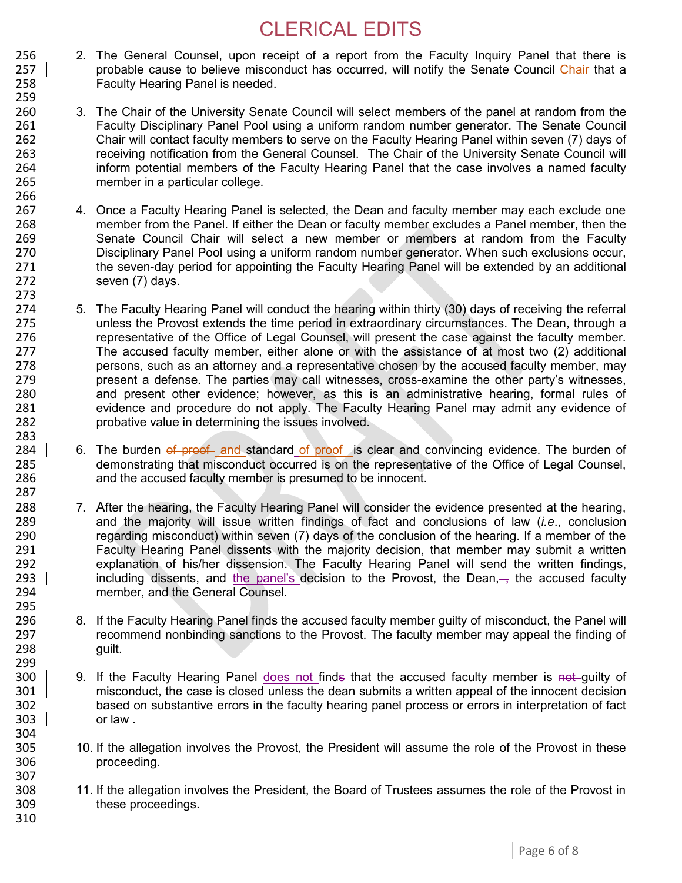# CLERICAL EDITS

2. The General Counsel, upon receipt of a report from the Faculty Inquiry Panel that there is probable cause to believe misconduct has occurred, will notify the Senate Council ~~Chair~~ that a Faculty Hearing Panel is needed.

3. The Chair of the University Senate Council will select members of the panel at random from the Faculty Disciplinary Panel Pool using a uniform random number generator. The Senate Council Chair will contact faculty members to serve on the Faculty Hearing Panel within seven (7) days of receiving notification from the General Counsel. The Chair of the University Senate Council will inform potential members of the Faculty Hearing Panel that the case involves a named faculty member in a particular college.

4. Once a Faculty Hearing Panel is selected, the Dean and faculty member may each exclude one member from the Panel. If either the Dean or faculty member excludes a Panel member, then the Senate Council Chair will select a new member or members at random from the Faculty Disciplinary Panel Pool using a uniform random number generator. When such exclusions occur, the seven-day period for appointing the Faculty Hearing Panel will be extended by an additional seven (7) days.

5. The Faculty Hearing Panel will conduct the hearing within thirty (30) days of receiving the referral unless the Provost extends the time period in extraordinary circumstances. The Dean, through a representative of the Office of Legal Counsel, will present the case against the faculty member. The accused faculty member, either alone or with the assistance of at most two (2) additional persons, such as an attorney and a representative chosen by the accused faculty member, may present a defense. The parties may call witnesses, cross-examine the other party's witnesses, and present other evidence; however, as this is an administrative hearing, formal rules of evidence and procedure do not apply. The Faculty Hearing Panel may admit any evidence of probative value in determining the issues involved.

6. The burden ~~of proof~~ and standard of proof is clear and convincing evidence. The burden of demonstrating that misconduct occurred is on the representative of the Office of Legal Counsel, and the accused faculty member is presumed to be innocent.

7. After the hearing, the Faculty Hearing Panel will consider the evidence presented at the hearing, and the majority will issue written findings of fact and conclusions of law (*i.e.*, conclusion regarding misconduct) within seven (7) days of the conclusion of the hearing. If a member of the Faculty Hearing Panel dissents with the majority decision, that member may submit a written explanation of his/her dissension. The Faculty Hearing Panel will send the written findings, including dissents, and the panel's decision to the Provost, the Dean, ~~,~~ the accused faculty member, and the General Counsel.

8. If the Faculty Hearing Panel finds the accused faculty member guilty of misconduct, the Panel will recommend nonbinding sanctions to the Provost. The faculty member may appeal the finding of guilt.

9. If the Faculty Hearing Panel does not find~~s~~ that the accused faculty member is ~~not~~ guilty of misconduct, the case is closed unless the dean submits a written appeal of the innocent decision based on substantive errors in the faculty hearing panel process or errors in interpretation of fact or law~~-~~.

10. If the allegation involves the Provost, the President will assume the role of the Provost in these proceeding.

11. If the allegation involves the President, the Board of Trustees assumes the role of the Provost in these proceedings.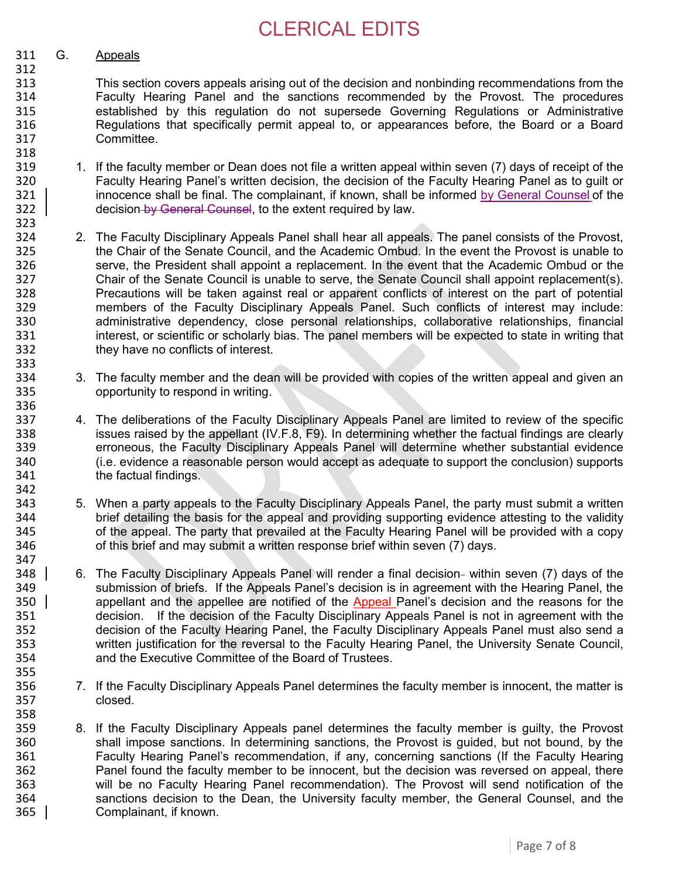# CLERICAL EDITS

## G. Appeals

This section covers appeals arising out of the decision and nonbinding recommendations from the Faculty Hearing Panel and the sanctions recommended by the Provost. The procedures established by this regulation do not supersede Governing Regulations or Administrative Regulations that specifically permit appeal to, or appearances before, the Board or a Board Committee.

1. If the faculty member or Dean does not file a written appeal within seven (7) days of receipt of the Faculty Hearing Panel's written decision, the decision of the Faculty Hearing Panel as to guilt or innocence shall be final. The complainant, if known, shall be informed by General Counsel of the decision ~~by General Counsel~~, to the extent required by law.

2. The Faculty Disciplinary Appeals Panel shall hear all appeals. The panel consists of the Provost, the Chair of the Senate Council, and the Academic Ombud. In the event the Provost is unable to serve, the President shall appoint a replacement. In the event that the Academic Ombud or the Chair of the Senate Council is unable to serve, the Senate Council shall appoint replacement(s). Precautions will be taken against real or apparent conflicts of interest on the part of potential members of the Faculty Disciplinary Appeals Panel. Such conflicts of interest may include: administrative dependency, close personal relationships, collaborative relationships, financial interest, or scientific or scholarly bias. The panel members will be expected to state in writing that they have no conflicts of interest.

3. The faculty member and the dean will be provided with copies of the written appeal and given an opportunity to respond in writing.

4. The deliberations of the Faculty Disciplinary Appeals Panel are limited to review of the specific issues raised by the appellant (IV.F.8, F9). In determining whether the factual findings are clearly erroneous, the Faculty Disciplinary Appeals Panel will determine whether substantial evidence (i.e. evidence a reasonable person would accept as adequate to support the conclusion) supports the factual findings.

5. When a party appeals to the Faculty Disciplinary Appeals Panel, the party must submit a written brief detailing the basis for the appeal and providing supporting evidence attesting to the validity of the appeal. The party that prevailed at the Faculty Hearing Panel will be provided with a copy of this brief and may submit a written response brief within seven (7) days.

6. The Faculty Disciplinary Appeals Panel will render a final decision within seven (7) days of the submission of briefs. If the Appeals Panel's decision is in agreement with the Hearing Panel, the appellant and the appellee are notified of the Appeal Panel's decision and the reasons for the decision. If the decision of the Faculty Disciplinary Appeals Panel is not in agreement with the decision of the Faculty Hearing Panel, the Faculty Disciplinary Appeals Panel must also send a written justification for the reversal to the Faculty Hearing Panel, the University Senate Council, and the Executive Committee of the Board of Trustees.

7. If the Faculty Disciplinary Appeals Panel determines the faculty member is innocent, the matter is closed.

8. If the Faculty Disciplinary Appeals panel determines the faculty member is guilty, the Provost shall impose sanctions. In determining sanctions, the Provost is guided, but not bound, by the Faculty Hearing Panel's recommendation, if any, concerning sanctions (If the Faculty Hearing Panel found the faculty member to be innocent, but the decision was reversed on appeal, there will be no Faculty Hearing Panel recommendation). The Provost will send notification of the sanctions decision to the Dean, the University faculty member, the General Counsel, and the Complainant, if known.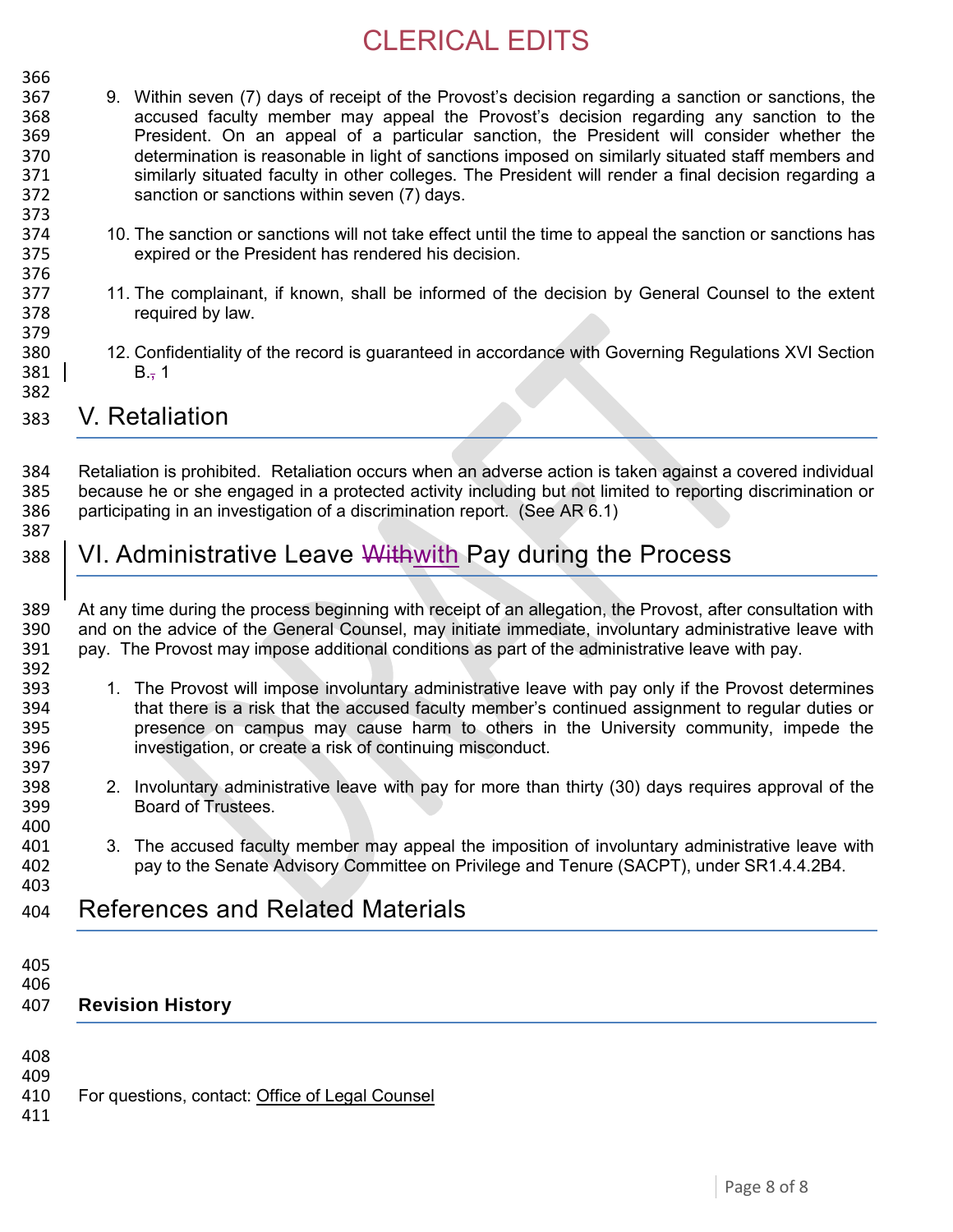9. Within seven (7) days of receipt of the Provost's decision regarding a sanction or sanctions, the accused faculty member may appeal the Provost's decision regarding any sanction to the President. On an appeal of a particular sanction, the President will consider whether the determination is reasonable in light of sanctions imposed on similarly situated staff members and similarly situated faculty in other colleges. The President will render a final decision regarding a sanction or sanctions within seven (7) days.

10. The sanction or sanctions will not take effect until the time to appeal the sanction or sanctions has expired or the President has rendered his decision.

11. The complainant, if known, shall be informed of the decision by General Counsel to the extent required by law.

12. Confidentiality of the record is guaranteed in accordance with Governing Regulations XVI Section B.~~,~~ 1

## V. Retaliation

Retaliation is prohibited. Retaliation occurs when an adverse action is taken against a covered individual because he or she engaged in a protected activity including but not limited to reporting discrimination or participating in an investigation of a discrimination report. (See AR 6.1)

## VI. Administrative Leave ~~With~~with Pay during the Process

At any time during the process beginning with receipt of an allegation, the Provost, after consultation with and on the advice of the General Counsel, may initiate immediate, involuntary administrative leave with pay. The Provost may impose additional conditions as part of the administrative leave with pay.

1. The Provost will impose involuntary administrative leave with pay only if the Provost determines that there is a risk that the accused faculty member's continued assignment to regular duties or presence on campus may cause harm to others in the University community, impede the investigation, or create a risk of continuing misconduct.

2. Involuntary administrative leave with pay for more than thirty (30) days requires approval of the Board of Trustees.

3. The accused faculty member may appeal the imposition of involuntary administrative leave with pay to the Senate Advisory Committee on Privilege and Tenure (SACPT), under SR1.4.4.2B4.

## References and Related Materials

### Revision History

For questions, contact: Office of Legal Counsel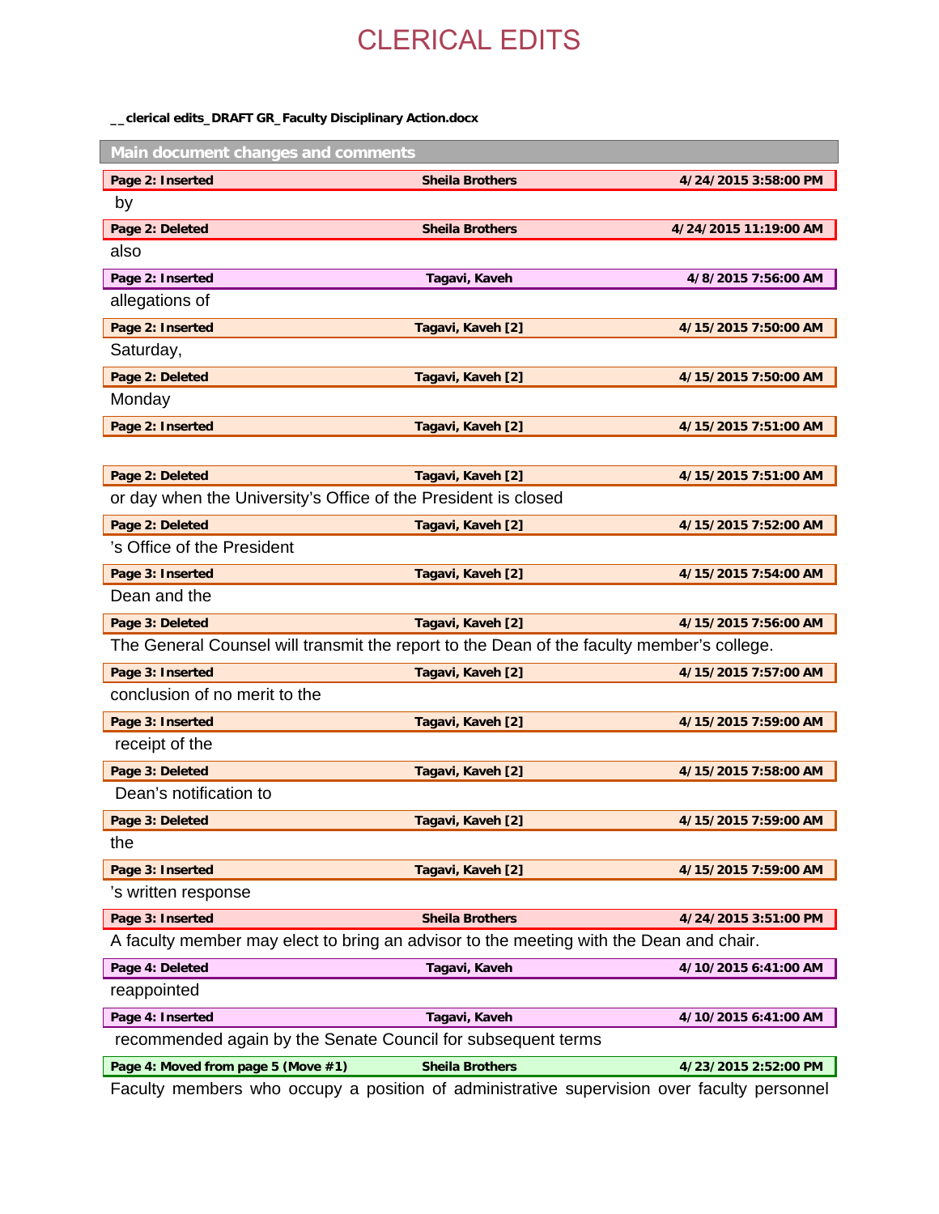# CLERICAL EDITS

**__clerical edits_DRAFT GR_Faculty Disciplinary Action.docx**

## Main document changes and comments

| Page 2: Inserted | Sheila Brothers | 4/24/2015 3:58:00 PM |
|---|---|---|

by

| Page 2: Deleted | Sheila Brothers | 4/24/2015 11:19:00 AM |
|---|---|---|

also

| Page 2: Inserted | Tagavi, Kaveh | 4/8/2015 7:56:00 AM |
|---|---|---|

allegations of

| Page 2: Inserted | Tagavi, Kaveh [2] | 4/15/2015 7:50:00 AM |
|---|---|---|

Saturday,

| Page 2: Deleted | Tagavi, Kaveh [2] | 4/15/2015 7:50:00 AM |
|---|---|---|

Monday

| Page 2: Inserted | Tagavi, Kaveh [2] | 4/15/2015 7:51:00 AM |
|---|---|---|

| Page 2: Deleted | Tagavi, Kaveh [2] | 4/15/2015 7:51:00 AM |
|---|---|---|

or day when the University's Office of the President is closed

| Page 2: Deleted | Tagavi, Kaveh [2] | 4/15/2015 7:52:00 AM |
|---|---|---|

's Office of the President

| Page 3: Inserted | Tagavi, Kaveh [2] | 4/15/2015 7:54:00 AM |
|---|---|---|

Dean and the

| Page 3: Deleted | Tagavi, Kaveh [2] | 4/15/2015 7:56:00 AM |
|---|---|---|

The General Counsel will transmit the report to the Dean of the faculty member's college.

| Page 3: Inserted | Tagavi, Kaveh [2] | 4/15/2015 7:57:00 AM |
|---|---|---|

conclusion of no merit to the

| Page 3: Inserted | Tagavi, Kaveh [2] | 4/15/2015 7:59:00 AM |
|---|---|---|

receipt of the

| Page 3: Deleted | Tagavi, Kaveh [2] | 4/15/2015 7:58:00 AM |
|---|---|---|

Dean's notification to

| Page 3: Deleted | Tagavi, Kaveh [2] | 4/15/2015 7:59:00 AM |
|---|---|---|

the

| Page 3: Inserted | Tagavi, Kaveh [2] | 4/15/2015 7:59:00 AM |
|---|---|---|

's written response

| Page 3: Inserted | Sheila Brothers | 4/24/2015 3:51:00 PM |
|---|---|---|

A faculty member may elect to bring an advisor to the meeting with the Dean and chair.

| Page 4: Deleted | Tagavi, Kaveh | 4/10/2015 6:41:00 AM |
|---|---|---|

reappointed

| Page 4: Inserted | Tagavi, Kaveh | 4/10/2015 6:41:00 AM |
|---|---|---|

recommended again by the Senate Council for subsequent terms

| Page 4: Moved from page 5 (Move #1) | Sheila Brothers | 4/23/2015 2:52:00 PM |
|---|---|---|

Faculty members who occupy a position of administrative supervision over faculty personnel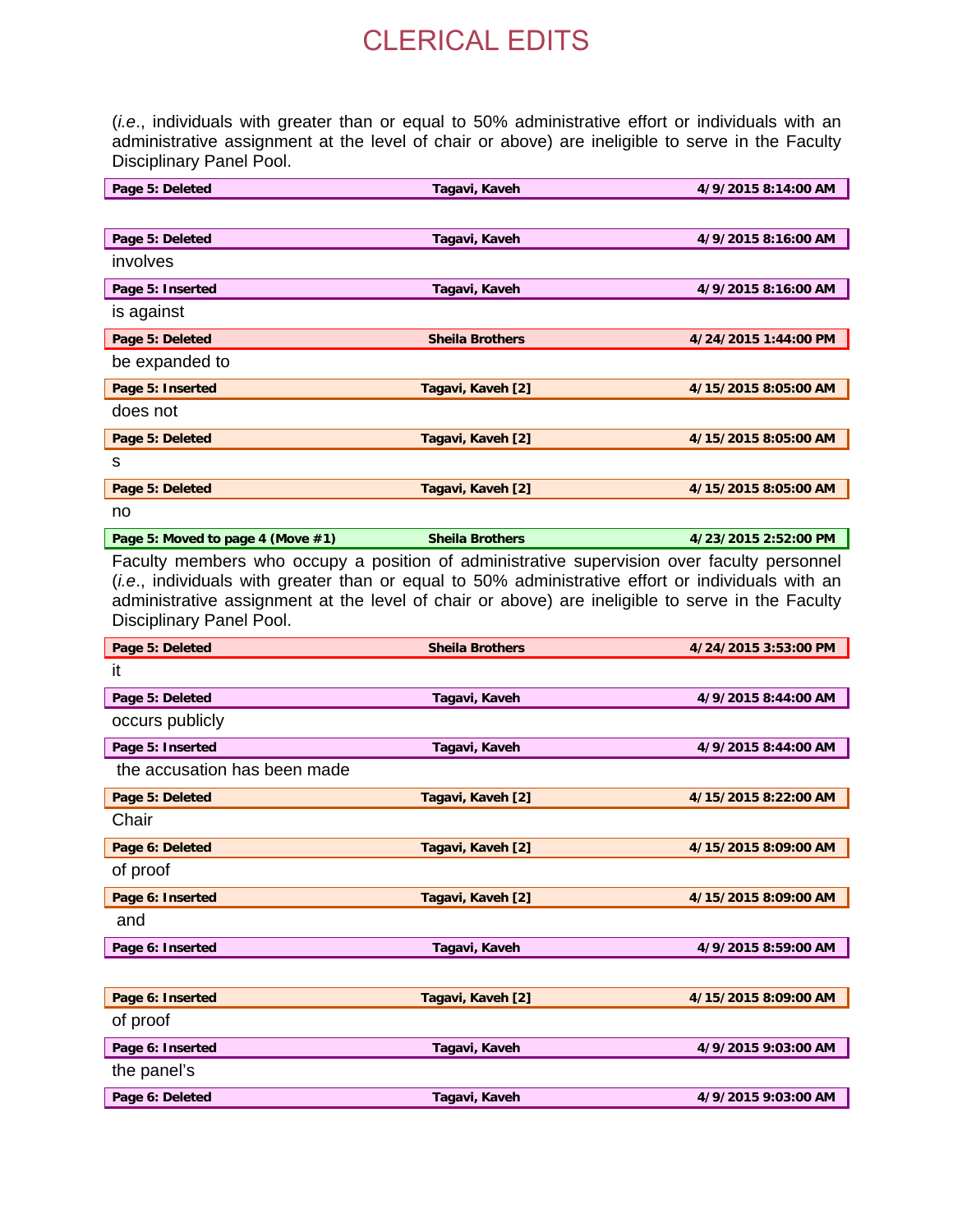# CLERICAL EDITS

(*i.e.*, individuals with greater than or equal to 50% administrative effort or individuals with an administrative assignment at the level of chair or above) are ineligible to serve in the Faculty Disciplinary Panel Pool.

| Page 5: Deleted | Tagavi, Kaveh | 4/9/2015 8:14:00 AM |
|---|---|---|

| Page 5: Deleted | Tagavi, Kaveh | 4/9/2015 8:16:00 AM |
|---|---|---|

involves

| Page 5: Inserted | Tagavi, Kaveh | 4/9/2015 8:16:00 AM |
|---|---|---|

is against

| Page 5: Deleted | Sheila Brothers | 4/24/2015 1:44:00 PM |
|---|---|---|

be expanded to

| Page 5: Inserted | Tagavi, Kaveh [2] | 4/15/2015 8:05:00 AM |
|---|---|---|

does not

| Page 5: Deleted | Tagavi, Kaveh [2] | 4/15/2015 8:05:00 AM |
|---|---|---|

s

| Page 5: Deleted | Tagavi, Kaveh [2] | 4/15/2015 8:05:00 AM |
|---|---|---|

no

| Page 5: Moved to page 4 (Move #1) | Sheila Brothers | 4/23/2015 2:52:00 PM |
|---|---|---|

Faculty members who occupy a position of administrative supervision over faculty personnel (*i.e.*, individuals with greater than or equal to 50% administrative effort or individuals with an administrative assignment at the level of chair or above) are ineligible to serve in the Faculty Disciplinary Panel Pool.

| Page 5: Deleted | Sheila Brothers | 4/24/2015 3:53:00 PM |
|---|---|---|

it

| Page 5: Deleted | Tagavi, Kaveh | 4/9/2015 8:44:00 AM |
|---|---|---|

occurs publicly

| Page 5: Inserted | Tagavi, Kaveh | 4/9/2015 8:44:00 AM |
|---|---|---|

the accusation has been made

| Page 5: Deleted | Tagavi, Kaveh [2] | 4/15/2015 8:22:00 AM |
|---|---|---|

Chair

| Page 6: Deleted | Tagavi, Kaveh [2] | 4/15/2015 8:09:00 AM |
|---|---|---|

of proof

| Page 6: Inserted | Tagavi, Kaveh [2] | 4/15/2015 8:09:00 AM |
|---|---|---|

and

| Page 6: Inserted | Tagavi, Kaveh | 4/9/2015 8:59:00 AM |
|---|---|---|

| Page 6: Inserted | Tagavi, Kaveh [2] | 4/15/2015 8:09:00 AM |
|---|---|---|

of proof

| Page 6: Inserted | Tagavi, Kaveh | 4/9/2015 9:03:00 AM |
|---|---|---|

the panel's

| Page 6: Deleted | Tagavi, Kaveh | 4/9/2015 9:03:00 AM |
|---|---|---|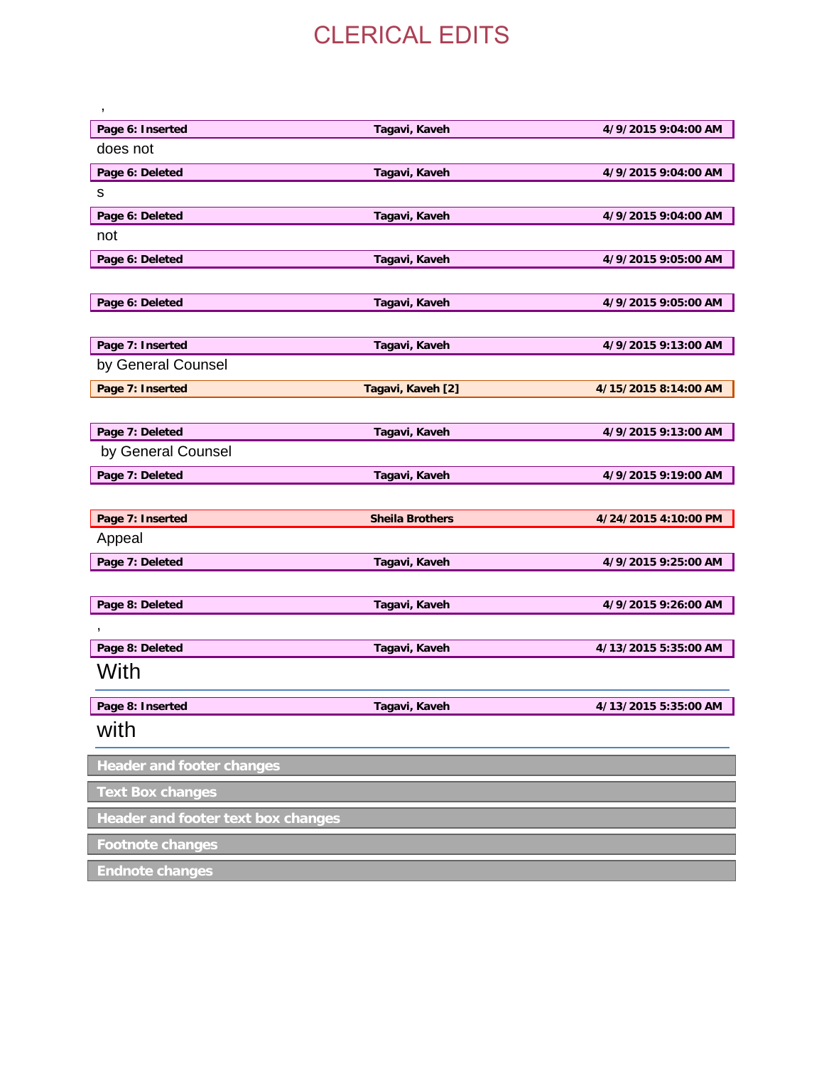# CLERICAL EDITS

,

| Page 6: Inserted | Tagavi, Kaveh | 4/9/2015 9:04:00 AM |
|---|---|---|

does not

| Page 6: Deleted | Tagavi, Kaveh | 4/9/2015 9:04:00 AM |
|---|---|---|

s

| Page 6: Deleted | Tagavi, Kaveh | 4/9/2015 9:04:00 AM |
|---|---|---|

not

| Page 6: Deleted | Tagavi, Kaveh | 4/9/2015 9:05:00 AM |
|---|---|---|

| Page 6: Deleted | Tagavi, Kaveh | 4/9/2015 9:05:00 AM |
|---|---|---|

| Page 7: Inserted | Tagavi, Kaveh | 4/9/2015 9:13:00 AM |
|---|---|---|

by General Counsel

| Page 7: Inserted | Tagavi, Kaveh [2] | 4/15/2015 8:14:00 AM |
|---|---|---|

| Page 7: Deleted | Tagavi, Kaveh | 4/9/2015 9:13:00 AM |
|---|---|---|

by General Counsel

| Page 7: Deleted | Tagavi, Kaveh | 4/9/2015 9:19:00 AM |
|---|---|---|

| Page 7: Inserted | Sheila Brothers | 4/24/2015 4:10:00 PM |
|---|---|---|

Appeal

| Page 7: Deleted | Tagavi, Kaveh | 4/9/2015 9:25:00 AM |
|---|---|---|

| Page 8: Deleted | Tagavi, Kaveh | 4/9/2015 9:26:00 AM |
|---|---|---|

,

| Page 8: Deleted | Tagavi, Kaveh | 4/13/2015 5:35:00 AM |
|---|---|---|

With

| Page 8: Inserted | Tagavi, Kaveh | 4/13/2015 5:35:00 AM |
|---|---|---|

with

**Header and footer changes**

**Text Box changes**

**Header and footer text box changes**

**Footnote changes**

**Endnote changes**